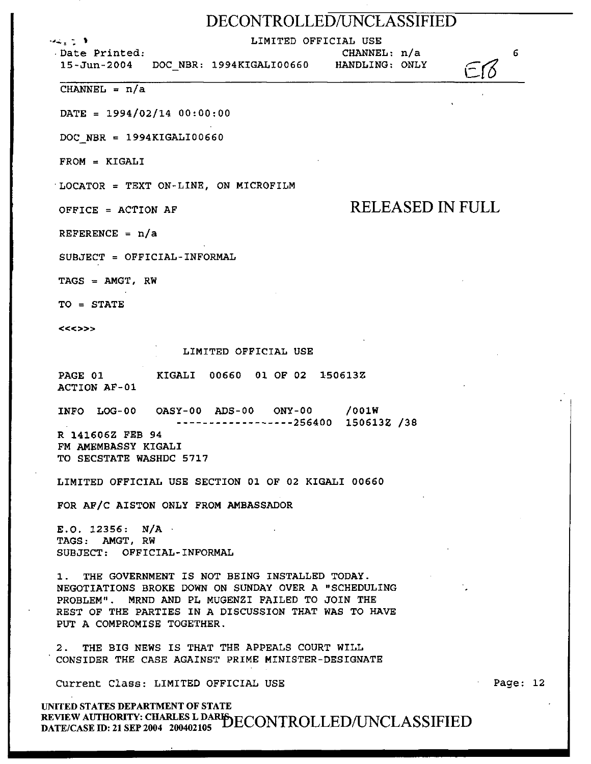DECONTROLLED/UNCLASSIFIED

LIMITED OFFICIAL USE

Date Printed: 15-Jun-2004 DOC_NBR: 1994KIGALI00660 CHANNEL: n/a HANDLING: ONLY

E18

CHANNEL = n/a

DATE = 1994/02/14 00:00:00

DOC_NBR = 1994KIGALI00660

FROM = KIGALI

LOCATOR = TEXT ON-LINE, ON MICROFILM

OFFICE = ACTION AF

RELEASED IN FULL

REFERENCE = n/a

SUBJECT = OFFICIAL-INFORMAL

TAGS = AMGT, RW

TO = STATE

<<<>>>

LIMITED OFFICIAL USE

PAGE 01 KIGALI 00660 01 OF 02 150613Z
ACTION AF-01

INFO LOG-00 OASY-00 ADS-00 ONY-00 /001W
------------------256400 150613Z /38

R 141606Z FEB 94
FM AMEMBASSY KIGALI
TO SECSTATE WASHDC 5717

LIMITED OFFICIAL USE SECTION 01 OF 02 KIGALI 00660

FOR AF/C AISTON ONLY FROM AMBASSADOR

E.O. 12356: N/A
TAGS: AMGT, RW
SUBJECT: OFFICIAL-INFORMAL

1. THE GOVERNMENT IS NOT BEING INSTALLED TODAY. NEGOTIATIONS BROKE DOWN ON SUNDAY OVER A "SCHEDULING PROBLEM". MRND AND PL MUGENZI FAILED TO JOIN THE REST OF THE PARTIES IN A DISCUSSION THAT WAS TO HAVE PUT A COMPROMISE TOGETHER.

2. THE BIG NEWS IS THAT THE APPEALS COURT WILL CONSIDER THE CASE AGAINST PRIME MINISTER-DESIGNATE

Current Class: LIMITED OFFICIAL USE

UNITED STATES DEPARTMENT OF STATE
REVIEW AUTHORITY: CHARLES L DARIS
DATE/CASE ID: 21 SEP 2004 200402105

DECONTROLLED/UNCLASSIFIED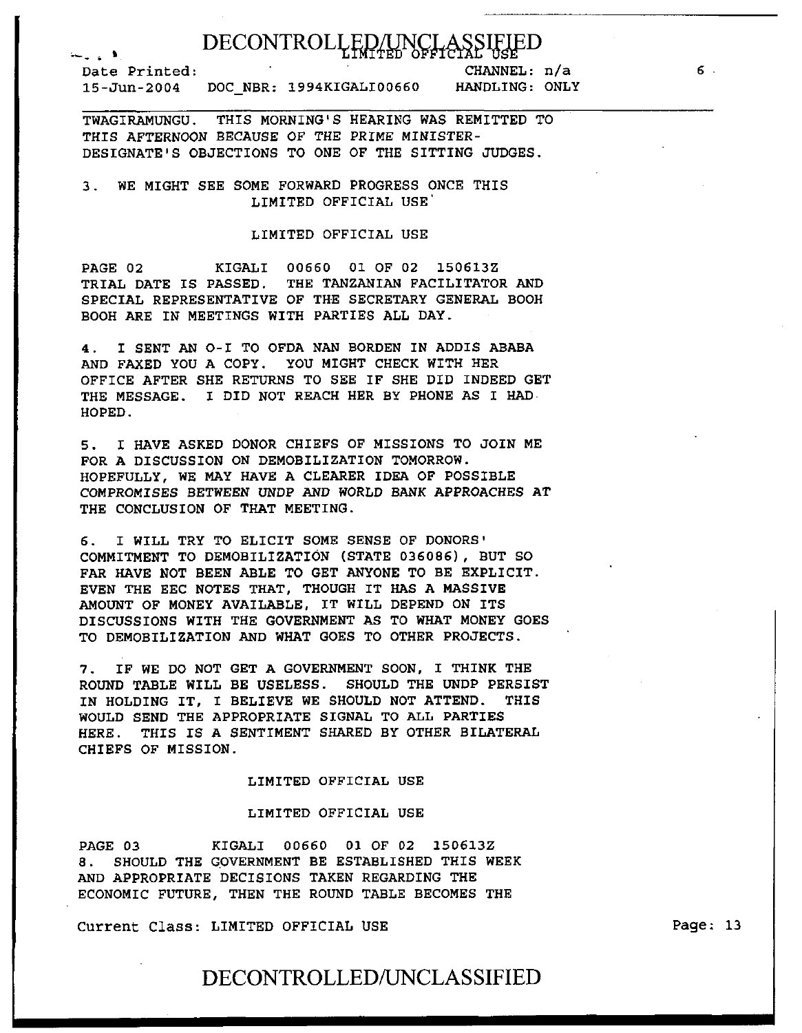TWAGIRAMUNGU. THIS MORNING'S HEARING WAS REMITTED TO THIS AFTERNOON BECAUSE OF THE PRIME MINISTER-DESIGNATE'S OBJECTIONS TO ONE OF THE SITTING JUDGES.

3. WE MIGHT SEE SOME FORWARD PROGRESS ONCE THIS

LIMITED OFFICIAL USE

LIMITED OFFICIAL USE

PAGE 02 KIGALI 00660 01 OF 02 150613Z

TRIAL DATE IS PASSED. THE TANZANIAN FACILITATOR AND SPECIAL REPRESENTATIVE OF THE SECRETARY GENERAL BOOH BOOH ARE IN MEETINGS WITH PARTIES ALL DAY.

4. I SENT AN O-I TO OFDA NAN BORDEN IN ADDIS ABABA AND FAXED YOU A COPY. YOU MIGHT CHECK WITH HER OFFICE AFTER SHE RETURNS TO SEE IF SHE DID INDEED GET THE MESSAGE. I DID NOT REACH HER BY PHONE AS I HAD HOPED.

5. I HAVE ASKED DONOR CHIEFS OF MISSIONS TO JOIN ME FOR A DISCUSSION ON DEMOBILIZATION TOMORROW. HOPEFULLY, WE MAY HAVE A CLEARER IDEA OF POSSIBLE COMPROMISES BETWEEN UNDP AND WORLD BANK APPROACHES AT THE CONCLUSION OF THAT MEETING.

6. I WILL TRY TO ELICIT SOME SENSE OF DONORS' COMMITMENT TO DEMOBILIZATION (STATE 036086), BUT SO FAR HAVE NOT BEEN ABLE TO GET ANYONE TO BE EXPLICIT. EVEN THE EEC NOTES THAT, THOUGH IT HAS A MASSIVE AMOUNT OF MONEY AVAILABLE, IT WILL DEPEND ON ITS DISCUSSIONS WITH THE GOVERNMENT AS TO WHAT MONEY GOES TO DEMOBILIZATION AND WHAT GOES TO OTHER PROJECTS.

7. IF WE DO NOT GET A GOVERNMENT SOON, I THINK THE ROUND TABLE WILL BE USELESS. SHOULD THE UNDP PERSIST IN HOLDING IT, I BELIEVE WE SHOULD NOT ATTEND. THIS WOULD SEND THE APPROPRIATE SIGNAL TO ALL PARTIES HERE. THIS IS A SENTIMENT SHARED BY OTHER BILATERAL CHIEFS OF MISSION.

LIMITED OFFICIAL USE

LIMITED OFFICIAL USE

PAGE 03 KIGALI 00660 01 OF 02 150613Z

8. SHOULD THE GOVERNMENT BE ESTABLISHED THIS WEEK AND APPROPRIATE DECISIONS TAKEN REGARDING THE ECONOMIC FUTURE, THEN THE ROUND TABLE BECOMES THE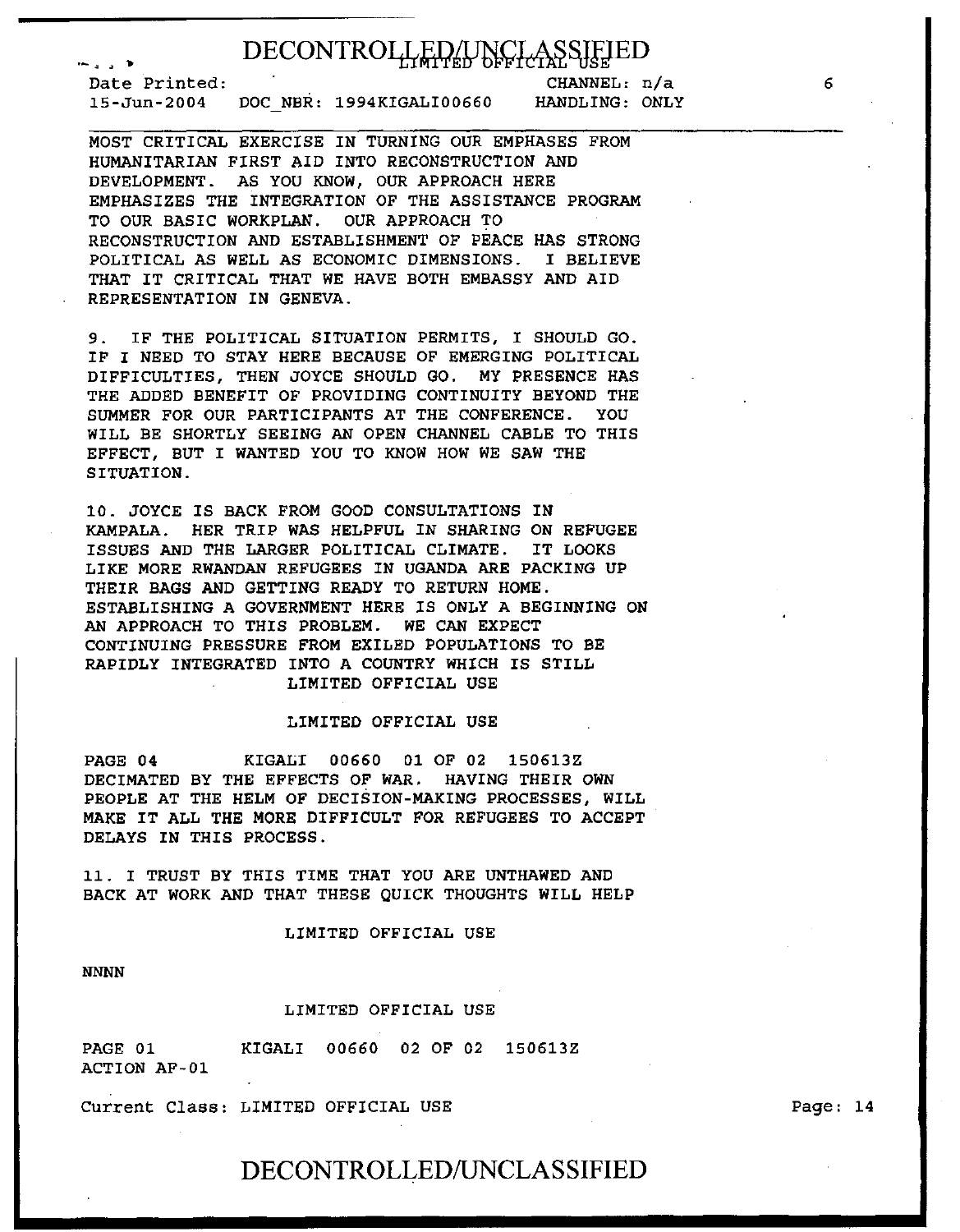MOST CRITICAL EXERCISE IN TURNING OUR EMPHASES FROM HUMANITARIAN FIRST AID INTO RECONSTRUCTION AND DEVELOPMENT. AS YOU KNOW, OUR APPROACH HERE EMPHASIZES THE INTEGRATION OF THE ASSISTANCE PROGRAM TO OUR BASIC WORKPLAN. OUR APPROACH TO RECONSTRUCTION AND ESTABLISHMENT OF PEACE HAS STRONG POLITICAL AS WELL AS ECONOMIC DIMENSIONS. I BELIEVE THAT IT CRITICAL THAT WE HAVE BOTH EMBASSY AND AID REPRESENTATION IN GENEVA.

9. IF THE POLITICAL SITUATION PERMITS, I SHOULD GO. IF I NEED TO STAY HERE BECAUSE OF EMERGING POLITICAL DIFFICULTIES, THEN JOYCE SHOULD GO. MY PRESENCE HAS THE ADDED BENEFIT OF PROVIDING CONTINUITY BEYOND THE SUMMER FOR OUR PARTICIPANTS AT THE CONFERENCE. YOU WILL BE SHORTLY SEEING AN OPEN CHANNEL CABLE TO THIS EFFECT, BUT I WANTED YOU TO KNOW HOW WE SAW THE SITUATION.

10. JOYCE IS BACK FROM GOOD CONSULTATIONS IN KAMPALA. HER TRIP WAS HELPFUL IN SHARING ON REFUGEE ISSUES AND THE LARGER POLITICAL CLIMATE. IT LOOKS LIKE MORE RWANDAN REFUGEES IN UGANDA ARE PACKING UP THEIR BAGS AND GETTING READY TO RETURN HOME. ESTABLISHING A GOVERNMENT HERE IS ONLY A BEGINNING ON AN APPROACH TO THIS PROBLEM. WE CAN EXPECT CONTINUING PRESSURE FROM EXILED POPULATIONS TO BE RAPIDLY INTEGRATED INTO A COUNTRY WHICH IS STILL

LIMITED OFFICIAL USE

LIMITED OFFICIAL USE

PAGE 04 KIGALI 00660 01 OF 02 150613Z

DECIMATED BY THE EFFECTS OF WAR. HAVING THEIR OWN PEOPLE AT THE HELM OF DECISION-MAKING PROCESSES, WILL MAKE IT ALL THE MORE DIFFICULT FOR REFUGEES TO ACCEPT DELAYS IN THIS PROCESS.

11. I TRUST BY THIS TIME THAT YOU ARE UNTHAWED AND BACK AT WORK AND THAT THESE QUICK THOUGHTS WILL HELP

LIMITED OFFICIAL USE

NNNN

LIMITED OFFICIAL USE

PAGE 01 KIGALI 00660 02 OF 02 150613Z

ACTION AF-01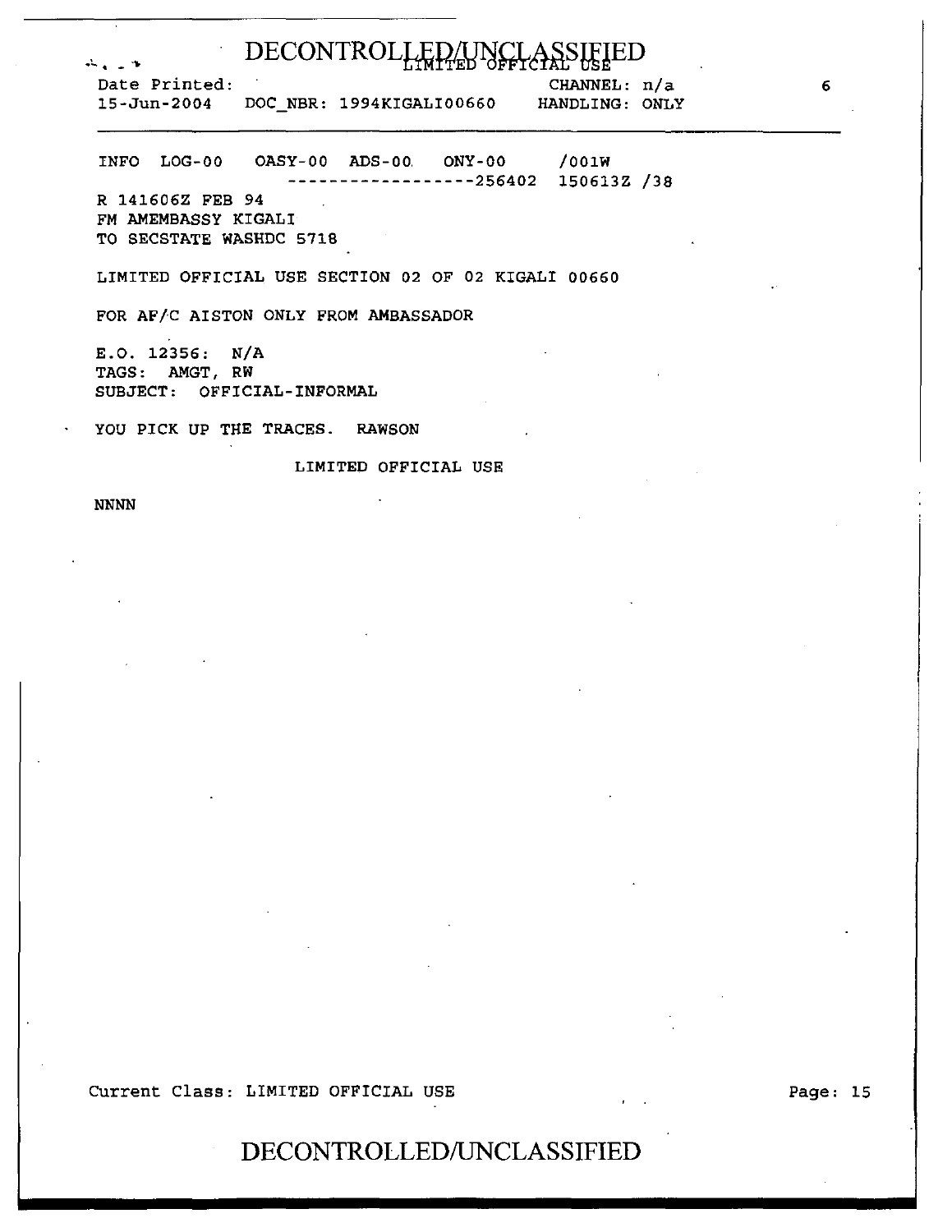DECONTROLLED/UNCLASSIFIED

LIMITED OFFICIAL USE

Date Printed: 15-Jun-2004 DOC_NBR: 1994KIGALI00660 CHANNEL: n/a HANDLING: ONLY

INFO LOG-00 OASY-00 ADS-00 ONY-00 /001W
------------------256402 150613Z /38

R 141606Z FEB 94
FM AMEMBASSY KIGALI
TO SECSTATE WASHDC 5718

LIMITED OFFICIAL USE SECTION 02 OF 02 KIGALI 00660

FOR AF/C AISTON ONLY FROM AMBASSADOR

E.O. 12356: N/A
TAGS: AMGT, RW
SUBJECT: OFFICIAL-INFORMAL

YOU PICK UP THE TRACES. RAWSON

LIMITED OFFICIAL USE

NNNN

Current Class: LIMITED OFFICIAL USE

DECONTROLLED/UNCLASSIFIED